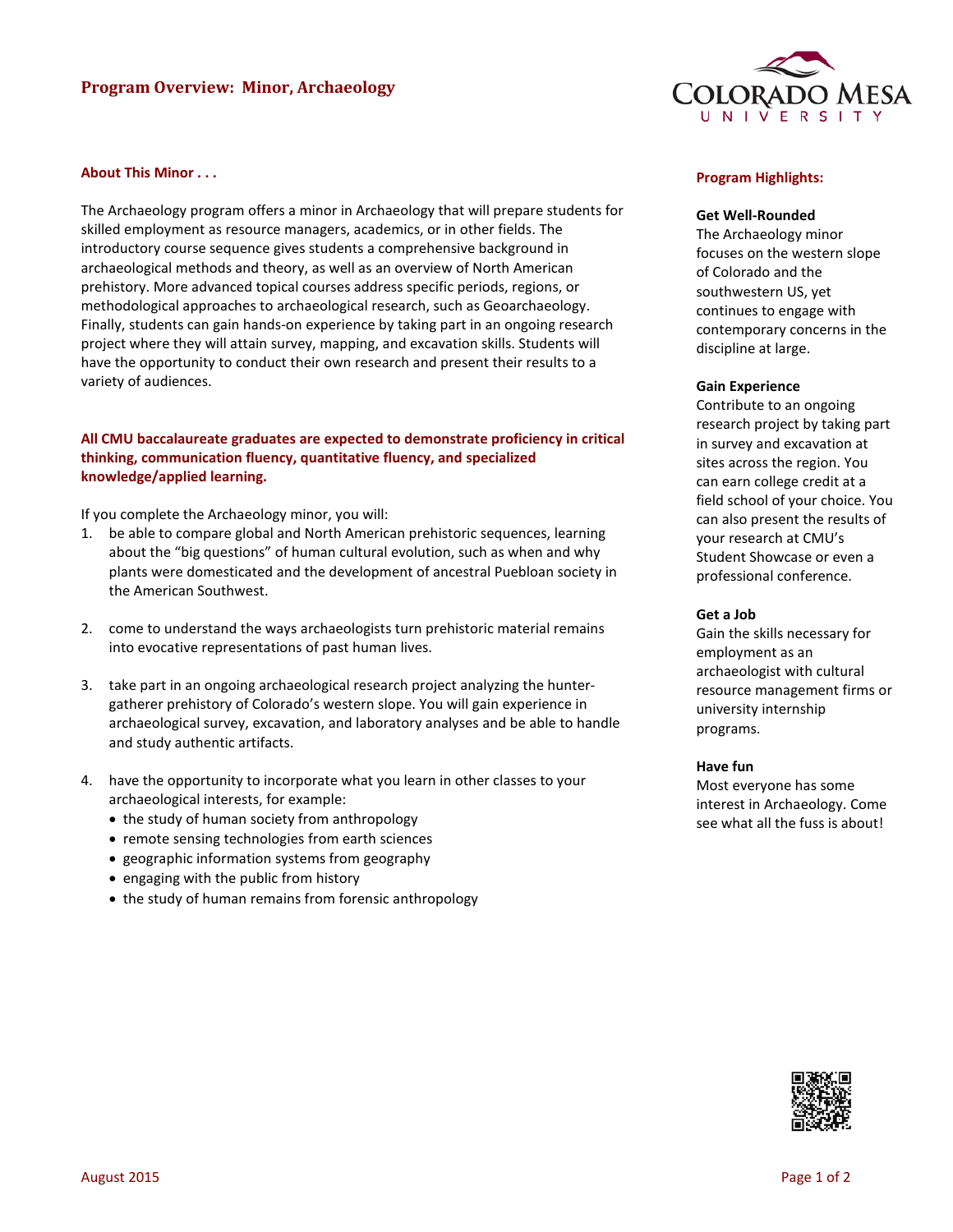# Program Overview: Minor, Archaeology

## About This Minor . . .

The Archaeology program offers a minor in Archaeology that will prepare students for skilled employment as resource managers, academics, or in other fields. The introductory course sequence gives students a comprehensive background in archaeological methods and theory, as well as an overview of North American prehistory. More advanced topical courses address specific periods, regions, or methodological approaches to archaeological research, such as Geoarchaeology. Finally, students can gain hands-on experience by taking part in an ongoing research project where they will attain survey, mapping, and excavation skills. Students will have the opportunity to conduct their own research and present their results to a variety of audiences.

**All CMU baccalaureate graduates are expected to demonstrate proficiency in critical thinking, communication fluency, quantitative fluency, and specialized knowledge/applied learning.**

If you complete the Archaeology minor, you will:

1. be able to compare global and North American prehistoric sequences, learning about the "big questions" of human cultural evolution, such as when and why plants were domesticated and the development of ancestral Puebloan society in the American Southwest.

2. come to understand the ways archaeologists turn prehistoric material remains into evocative representations of past human lives.

3. take part in an ongoing archaeological research project analyzing the hunter-gatherer prehistory of Colorado's western slope. You will gain experience in archaeological survey, excavation, and laboratory analyses and be able to handle and study authentic artifacts.

4. have the opportunity to incorporate what you learn in other classes to your archaeological interests, for example:
   - the study of human society from anthropology
   - remote sensing technologies from earth sciences
   - geographic information systems from geography
   - engaging with the public from history
   - the study of human remains from forensic anthropology

## Program Highlights:

**Get Well-Rounded**
The Archaeology minor focuses on the western slope of Colorado and the southwestern US, yet continues to engage with contemporary concerns in the discipline at large.

**Gain Experience**
Contribute to an ongoing research project by taking part in survey and excavation at sites across the region. You can earn college credit at a field school of your choice. You can also present the results of your research at CMU's Student Showcase or even a professional conference.

**Get a Job**
Gain the skills necessary for employment as an archaeologist with cultural resource management firms or university internship programs.

**Have fun**
Most everyone has some interest in Archaeology. Come see what all the fuss is about!

August 2015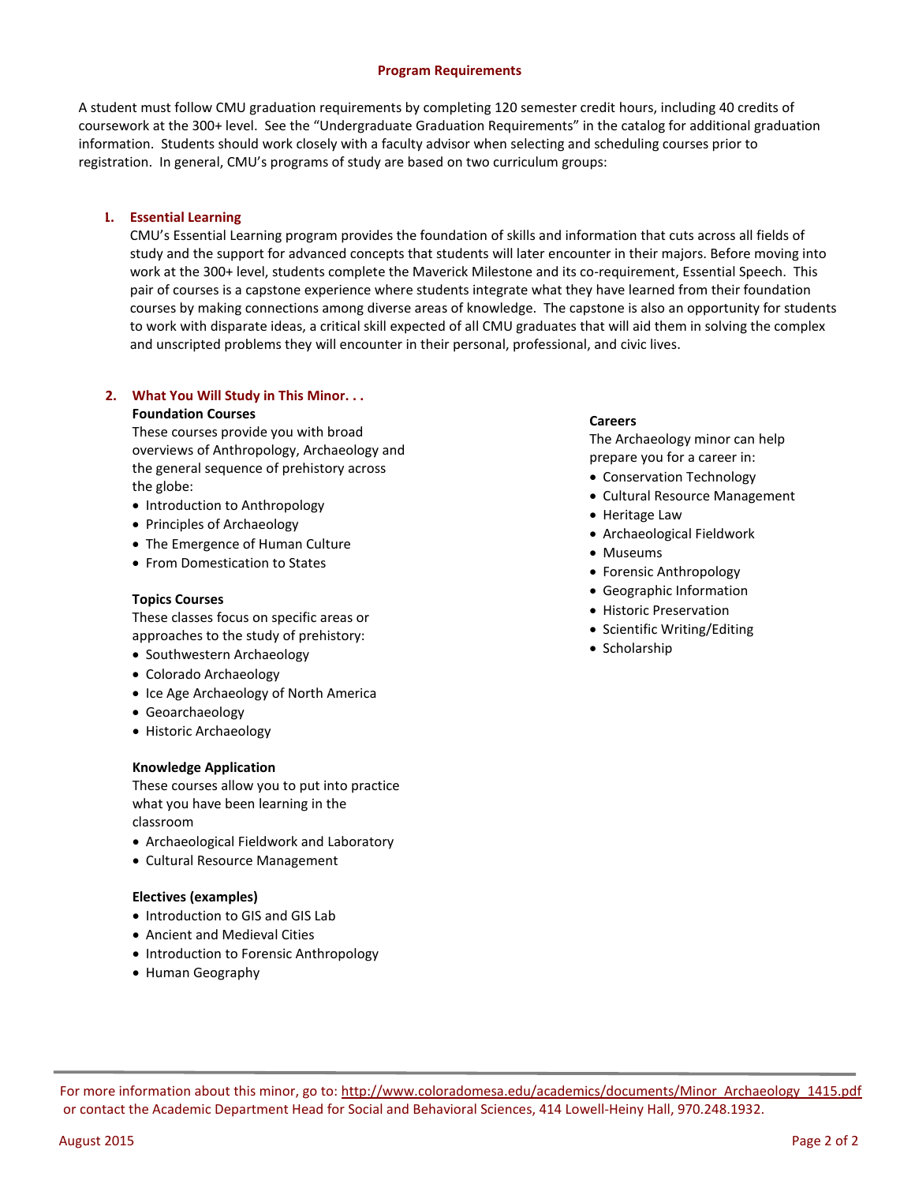## Program Requirements

A student must follow CMU graduation requirements by completing 120 semester credit hours, including 40 credits of coursework at the 300+ level. See the "Undergraduate Graduation Requirements" in the catalog for additional graduation information. Students should work closely with a faculty advisor when selecting and scheduling courses prior to registration. In general, CMU's programs of study are based on two curriculum groups:

### 1. Essential Learning

CMU's Essential Learning program provides the foundation of skills and information that cuts across all fields of study and the support for advanced concepts that students will later encounter in their majors. Before moving into work at the 300+ level, students complete the Maverick Milestone and its co-requirement, Essential Speech. This pair of courses is a capstone experience where students integrate what they have learned from their foundation courses by making connections among diverse areas of knowledge. The capstone is also an opportunity for students to work with disparate ideas, a critical skill expected of all CMU graduates that will aid them in solving the complex and unscripted problems they will encounter in their personal, professional, and civic lives.

### 2. What You Will Study in This Minor. . .

**Foundation Courses**

These courses provide you with broad overviews of Anthropology, Archaeology and the general sequence of prehistory across the globe:

- Introduction to Anthropology
- Principles of Archaeology
- The Emergence of Human Culture
- From Domestication to States

**Topics Courses**

These classes focus on specific areas or approaches to the study of prehistory:

- Southwestern Archaeology
- Colorado Archaeology
- Ice Age Archaeology of North America
- Geoarchaeology
- Historic Archaeology

**Knowledge Application**

These courses allow you to put into practice what you have been learning in the classroom

- Archaeological Fieldwork and Laboratory
- Cultural Resource Management

**Electives (examples)**

- Introduction to GIS and GIS Lab
- Ancient and Medieval Cities
- Introduction to Forensic Anthropology
- Human Geography

**Careers**

The Archaeology minor can help prepare you for a career in:

- Conservation Technology
- Cultural Resource Management
- Heritage Law
- Archaeological Fieldwork
- Museums
- Forensic Anthropology
- Geographic Information
- Historic Preservation
- Scientific Writing/Editing
- Scholarship

For more information about this minor, go to: http://www.coloradomesa.edu/academics/documents/Minor_Archaeology_1415.pdf or contact the Academic Department Head for Social and Behavioral Sciences, 414 Lowell-Heiny Hall, 970.248.1932.

August 2015